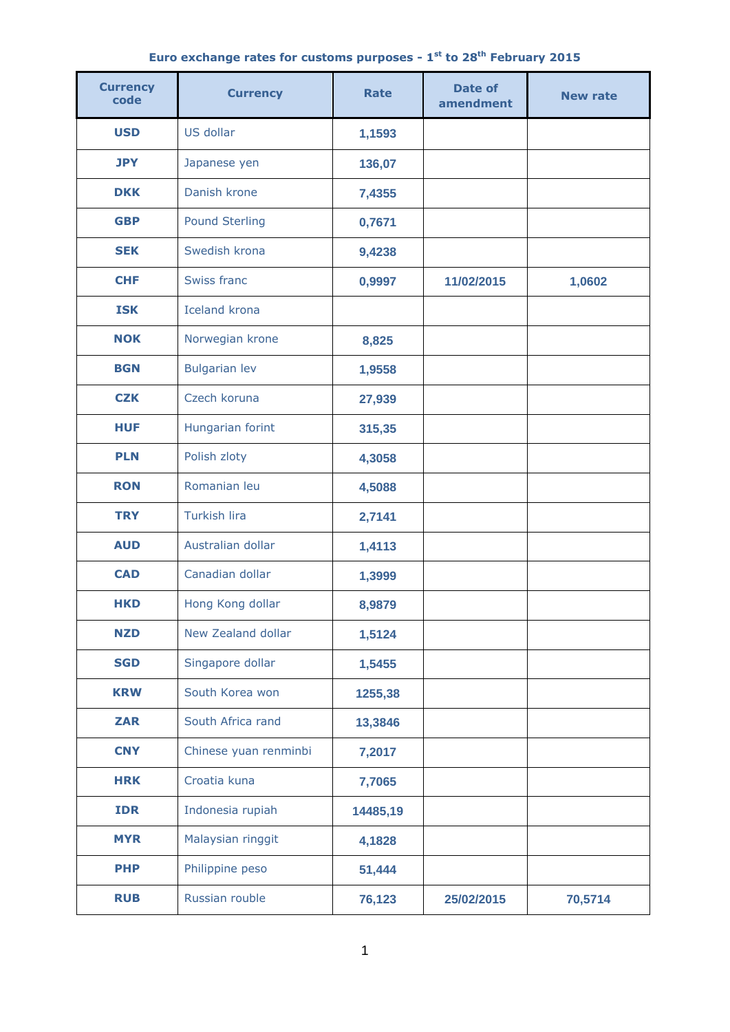**Euro exchange rates for customs purposes - 1st to 28th February 2015**

| Currency code | Currency | Rate | Date of amendment | New rate |
|---|---|---|---|---|
| USD | US dollar | 1,1593 | | |
| JPY | Japanese yen | 136,07 | | |
| DKK | Danish krone | 7,4355 | | |
| GBP | Pound Sterling | 0,7671 | | |
| SEK | Swedish krona | 9,4238 | | |
| CHF | Swiss franc | 0,9997 | 11/02/2015 | 1,0602 |
| ISK | Iceland krona | | | |
| NOK | Norwegian krone | 8,825 | | |
| BGN | Bulgarian lev | 1,9558 | | |
| CZK | Czech koruna | 27,939 | | |
| HUF | Hungarian forint | 315,35 | | |
| PLN | Polish zloty | 4,3058 | | |
| RON | Romanian leu | 4,5088 | | |
| TRY | Turkish lira | 2,7141 | | |
| AUD | Australian dollar | 1,4113 | | |
| CAD | Canadian dollar | 1,3999 | | |
| HKD | Hong Kong dollar | 8,9879 | | |
| NZD | New Zealand dollar | 1,5124 | | |
| SGD | Singapore dollar | 1,5455 | | |
| KRW | South Korea won | 1255,38 | | |
| ZAR | South Africa rand | 13,3846 | | |
| CNY | Chinese yuan renminbi | 7,2017 | | |
| HRK | Croatia kuna | 7,7065 | | |
| IDR | Indonesia rupiah | 14485,19 | | |
| MYR | Malaysian ringgit | 4,1828 | | |
| PHP | Philippine peso | 51,444 | | |
| RUB | Russian rouble | 76,123 | 25/02/2015 | 70,5714 |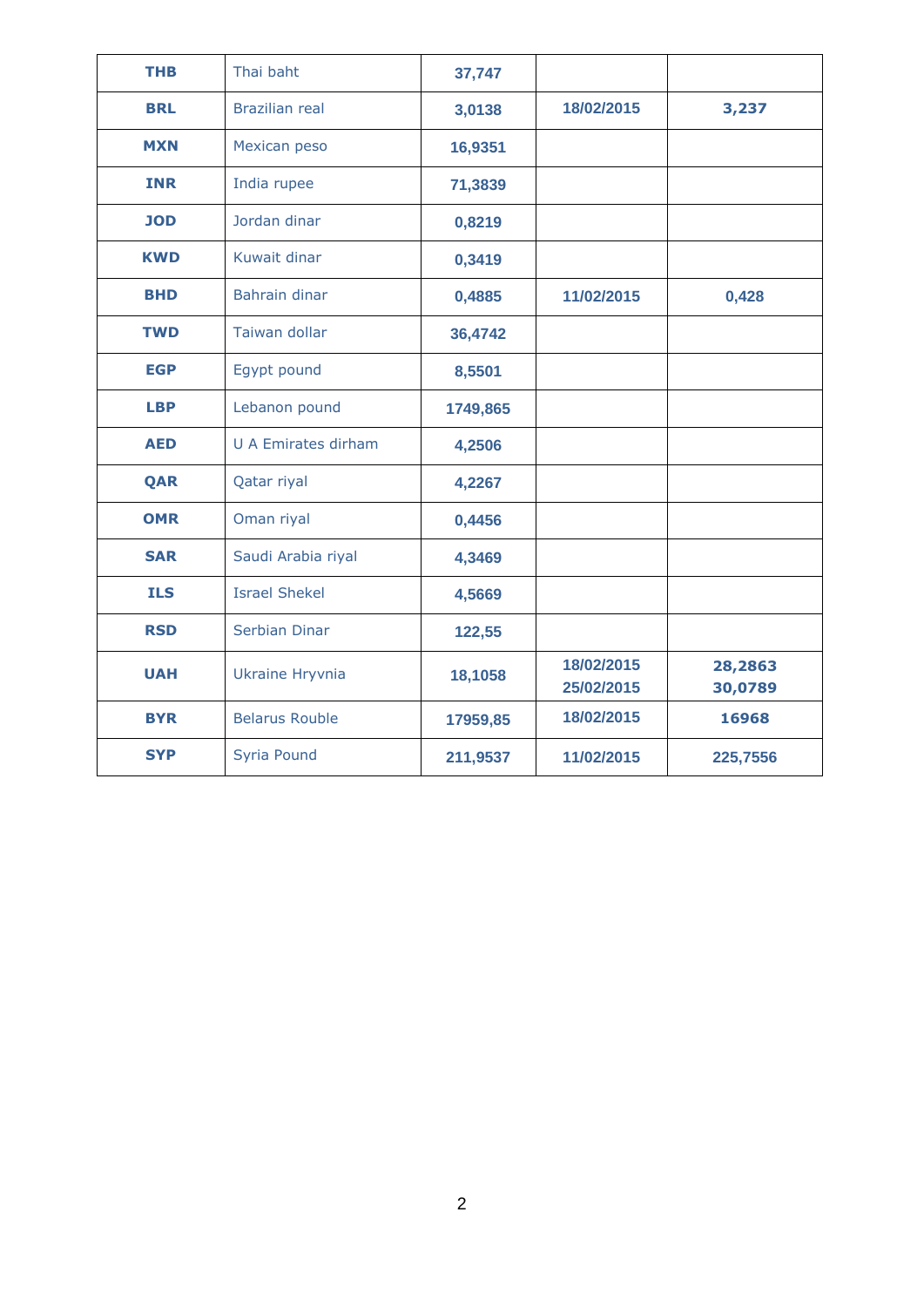| | | | | |
|---|---|---|---|---|
| **THB** | Thai baht | **37,747** | | |
| **BRL** | Brazilian real | **3,0138** | **18/02/2015** | **3,237** |
| **MXN** | Mexican peso | **16,9351** | | |
| **INR** | India rupee | **71,3839** | | |
| **JOD** | Jordan dinar | **0,8219** | | |
| **KWD** | Kuwait dinar | **0,3419** | | |
| **BHD** | Bahrain dinar | **0,4885** | **11/02/2015** | **0,428** |
| **TWD** | Taiwan dollar | **36,4742** | | |
| **EGP** | Egypt pound | **8,5501** | | |
| **LBP** | Lebanon pound | **1749,865** | | |
| **AED** | U A Emirates dirham | **4,2506** | | |
| **QAR** | Qatar riyal | **4,2267** | | |
| **OMR** | Oman riyal | **0,4456** | | |
| **SAR** | Saudi Arabia riyal | **4,3469** | | |
| **ILS** | Israel Shekel | **4,5669** | | |
| **RSD** | Serbian Dinar | **122,55** | | |
| **UAH** | Ukraine Hryvnia | **18,1058** | **18/02/2015**<br>**25/02/2015** | **28,2863**<br>**30,0789** |
| **BYR** | Belarus Rouble | **17959,85** | **18/02/2015** | **16968** |
| **SYP** | Syria Pound | **211,9537** | **11/02/2015** | **225,7556** |